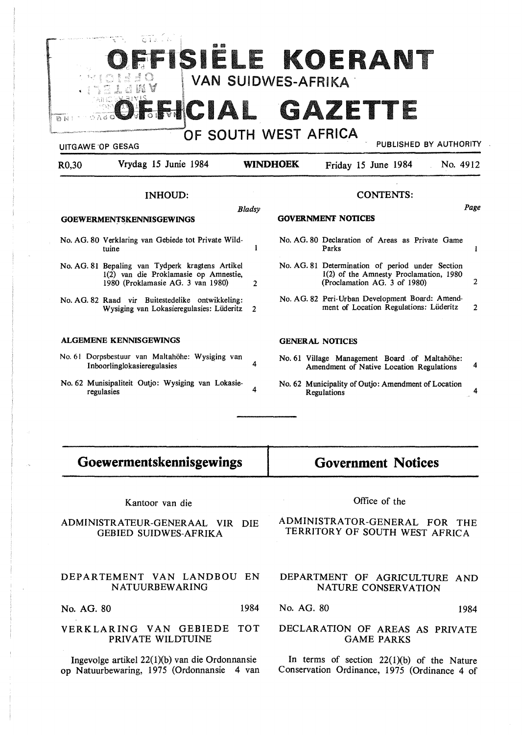# OFFISIËLE KOERANT VAN SUIDWES-AFRIKA

# OFFICIAL GAZETTE OF SOUTH WEST AFRICA

UITGAWE OP GESAG — PUBLISHED BY AUTHORITY

R0,30 — Vrydag 15 Junie 1984 — **WINDHOEK** — Friday 15 June 1984 — No. 4912

## INHOUD:

*Bladsy*

**GOEWERMENTSKENNISGEWINGS**

| | | |
|---|---|---|
| No. AG. 80 | Verklaring van Gebiede tot Private Wildtuine | 1 |
| No. AG. 81 | Bepaling van Tydperk kragtens Artikel 1(2) van die Proklamasie op Amnestie, 1980 (Proklamasie AG. 3 van 1980) | 2 |
| No. AG. 82 | Raad vir Buitestedelike ontwikkeling: Wysiging van Lokasieregulasies: Lüderitz | 2 |

**ALGEMENE KENNISGEWINGS**

| | | |
|---|---|---|
| No. 61 | Dorpsbestuur van Maltahöhe: Wysiging van Inboorlinglokasieregulasies | 4 |
| No. 62 | Munisipaliteit Outjo: Wysiging van Lokasieregulasies | 4 |

## CONTENTS:

*Page*

**GOVERNMENT NOTICES**

| | | |
|---|---|---|
| No. AG. 80 | Declaration of Areas as Private Game Parks | 1 |
| No. AG. 81 | Determination of period under Section 1(2) of the Amnesty Proclamation, 1980 (Proclamation AG. 3 of 1980) | 2 |
| No. AG. 82 | Peri-Urban Development Board: Amendment of Location Regulations: Lüderitz | 2 |

**GENERAL NOTICES**

| | | |
|---|---|---|
| No. 61 | Village Management Board of Maltahöhe: Amendment of Native Location Regulations | 4 |
| No. 62 | Municipality of Outjo: Amendment of Location Regulations | 4 |

# Goewermentskennisgewings

Kantoor van die

ADMINISTRATEUR-GENERAAL VIR DIE GEBIED SUIDWES-AFRIKA

DEPARTEMENT VAN LANDBOU EN NATUURBEWARING

No. AG. 80 — 1984

VERKLARING VAN GEBIEDE TOT PRIVATE WILDTUINE

Ingevolge artikel 22(1)(b) van die Ordonnansie op Natuurbewaring, 1975 (Ordonnansie 4 van

# Government Notices

Office of the

ADMINISTRATOR-GENERAL FOR THE TERRITORY OF SOUTH WEST AFRICA

DEPARTMENT OF AGRICULTURE AND NATURE CONSERVATION

No. AG. 80 — 1984

DECLARATION OF AREAS AS PRIVATE GAME PARKS

In terms of section 22(1)(b) of the Nature Conservation Ordinance, 1975 (Ordinance 4 of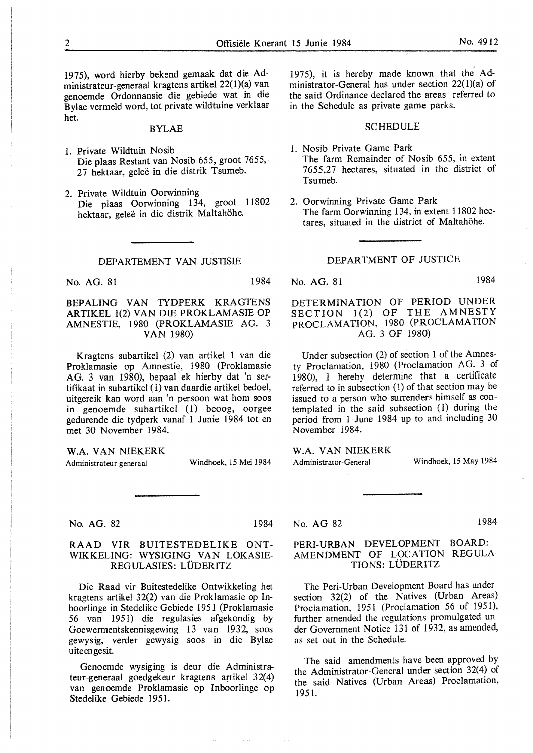1975), word hierby bekend gemaak dat die Administrateur-generaal kragtens artikel 22(1)(a) van genoemde Ordonnansie die gebiede wat in die Bylae vermeld word, tot private wildtuine verklaar het.

BYLAE

1. Private Wildtuin Nosib
   Die plaas Restant van Nosib 655, groot 7655,27 hektaar, geleë in die distrik Tsumeb.

2. Private Wildtuin Oorwinning
   Die plaas Oorwinning 134, groot 11802 hektaar, geleë in die distrik Maltahöhe.

## DEPARTEMENT VAN JUSTISIE

No. AG. 81 1984

### BEPALING VAN TYDPERK KRAGTENS ARTIKEL 1(2) VAN DIE PROKLAMASIE OP AMNESTIE, 1980 (PROKLAMASIE AG. 3 VAN 1980)

Kragtens subartikel (2) van artikel 1 van die Proklamasie op Amnestie, 1980 (Proklamasie AG. 3 van 1980), bepaal ek hierby dat 'n sertifikaat in subartikel (1) van daardie artikel bedoel, uitgereik kan word aan 'n persoon wat hom soos in genoemde subartikel (1) beoog, oorgee gedurende die tydperk vanaf 1 Junie 1984 tot en met 30 November 1984.

W.A. VAN NIEKERK
Administrateur-generaal Windhoek, 15 Mei 1984

No. AG. 82 1984

### RAAD VIR BUITESTEDELIKE ONTWIKKELING: WYSIGING VAN LOKASIEREGULASIES: LÜDERITZ

Die Raad vir Buitestedelike Ontwikkeling het kragtens artikel 32(2) van die Proklamasie op Inboorlinge in Stedelike Gebiede 1951 (Proklamasie 56 van 1951) die regulasies afgekondig by Goewermentskennisgewing 13 van 1932, soos gewysig, verder gewysig soos in die Bylae uiteengesit.

Genoemde wysiging is deur die Administrateur-generaal goedgekeur kragtens artikel 32(4) van genoemde Proklamasie op Inboorlinge op Stedelike Gebiede 1951.

1975), it is hereby made known that the Administrator-General has under section 22(1)(a) of the said Ordinance declared the areas referred to in the Schedule as private game parks.

SCHEDULE

1. Nosib Private Game Park
   The farm Remainder of Nosib 655, in extent 7655,27 hectares, situated in the district of Tsumeb.

2. Oorwinning Private Game Park
   The farm Oorwinning 134, in extent 11802 hectares, situated in the district of Maltahöhe.

## DEPARTMENT OF JUSTICE

No. AG. 81 1984

### DETERMINATION OF PERIOD UNDER SECTION 1(2) OF THE AMNESTY PROCLAMATION, 1980 (PROCLAMATION AG. 3 OF 1980)

Under subsection (2) of section 1 of the Amnesty Proclamation, 1980 (Proclamation AG. 3 of 1980), I hereby determine that a certificate referred to in subsection (1) of that section may be issued to a person who surrenders himself as contemplated in the said subsection (1) during the period from 1 June 1984 up to and including 30 November 1984.

W.A. VAN NIEKERK
Administrator-General Windhoek, 15 May 1984

No. AG 82 1984

### PERI-URBAN DEVELOPMENT BOARD: AMENDMENT OF LOCATION REGULATIONS: LÜDERITZ

The Peri-Urban Development Board has under section 32(2) of the Natives (Urban Areas) Proclamation, 1951 (Proclamation 56 of 1951), further amended the regulations promulgated under Government Notice 131 of 1932, as amended, as set out in the Schedule.

The said amendments have been approved by the Administrator-General under section 32(4) of the said Natives (Urban Areas) Proclamation, 1951.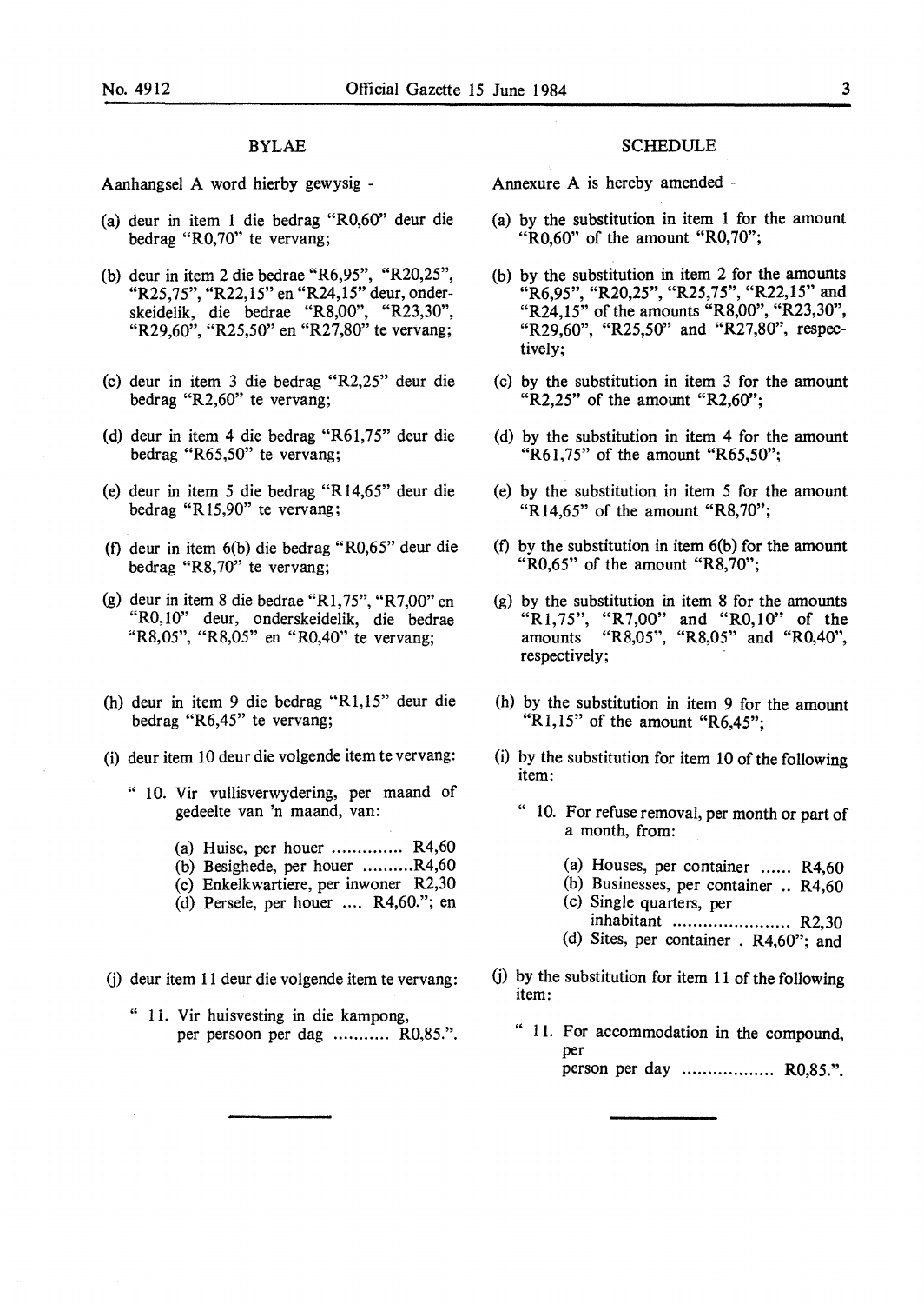## BYLAE

Aanhangsel A word hierby gewysig -

(a) deur in item 1 die bedrag "R0,60" deur die bedrag "R0,70" te vervang;

(b) deur in item 2 die bedrae "R6,95", "R20,25", "R25,75", "R22,15" en "R24,15" deur, onderskeidelik, die bedrae "R8,00", "R23,30", "R29,60", "R25,50" en "R27,80" te vervang;

(c) deur in item 3 die bedrag "R2,25" deur die bedrag "R2,60" te vervang;

(d) deur in item 4 die bedrag "R61,75" deur die bedrag "R65,50" te vervang;

(e) deur in item 5 die bedrag "R14,65" deur die bedrag "R15,90" te vervang;

(f) deur in item 6(b) die bedrag "R0,65" deur die bedrag "R8,70" te vervang;

(g) deur in item 8 die bedrae "R1,75", "R7,00" en "R0,10" deur, onderskeidelik, die bedrae "R8,05", "R8,05" en "R0,40" te vervang;

(h) deur in item 9 die bedrag "R1,15" deur die bedrag "R6,45" te vervang;

(i) deur item 10 deur die volgende item te vervang:

" 10. Vir vullisverwydering, per maand of gedeelte van 'n maand, van:

(a) Huise, per houer .............. R4,60
(b) Besighede, per houer ..........R4,60
(c) Enkelkwartiere, per inwoner R2,30
(d) Persele, per houer .... R4,60."; en

(j) deur item 11 deur die volgende item te vervang:

" 11. Vir huisvesting in die kampong, per persoon per dag ........... R0,85.".

## SCHEDULE

Annexure A is hereby amended -

(a) by the substitution in item 1 for the amount "R0,60" of the amount "R0,70";

(b) by the substitution in item 2 for the amounts "R6,95", "R20,25", "R25,75", "R22,15" and "R24,15" of the amounts "R8,00", "R23,30", "R29,60", "R25,50" and "R27,80", respectively;

(c) by the substitution in item 3 for the amount "R2,25" of the amount "R2,60";

(d) by the substitution in item 4 for the amount "R61,75" of the amount "R65,50";

(e) by the substitution in item 5 for the amount "R14,65" of the amount "R8,70";

(f) by the substitution in item 6(b) for the amount "R0,65" of the amount "R8,70";

(g) by the substitution in item 8 for the amounts "R1,75", "R7,00" and "R0,10" of the amounts "R8,05", "R8,05" and "R0,40", respectively;

(h) by the substitution in item 9 for the amount "R1,15" of the amount "R6,45";

(i) by the substitution for item 10 of the following item:

" 10. For refuse removal, per month or part of a month, from:

(a) Houses, per container ...... R4,60
(b) Businesses, per container .. R4,60
(c) Single quarters, per inhabitant ....................... R2,30
(d) Sites, per container . R4,60"; and

(j) by the substitution for item 11 of the following item:

" 11. For accommodation in the compound, per person per day .................. R0,85.".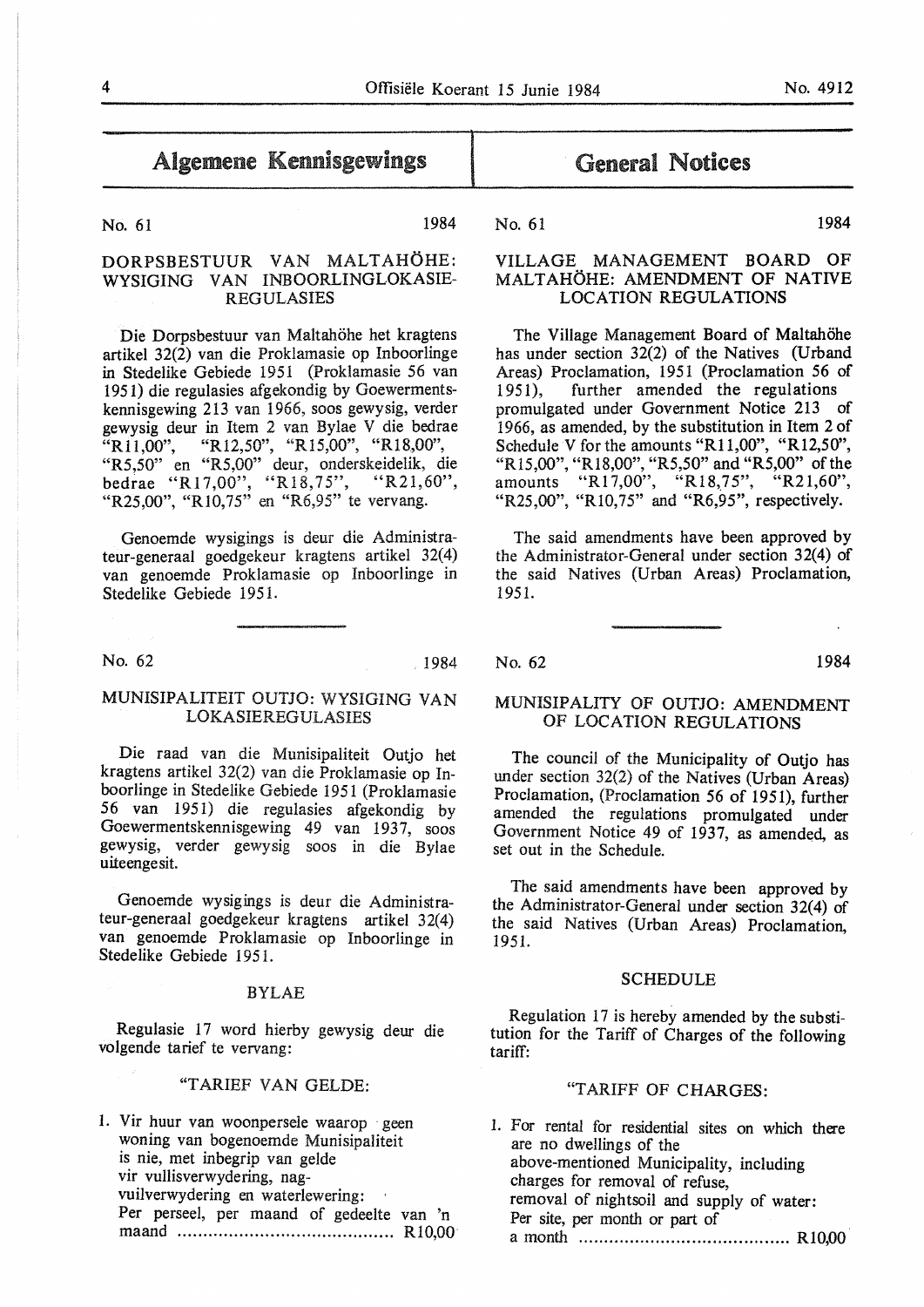# Algemene Kennisgewings

No. 61 1984

## DORPSBESTUUR VAN MALTAHÖHE: WYSIGING VAN INBOORLINGLOKASIE-REGULASIES

Die Dorpsbestuur van Maltahöhe het kragtens artikel 32(2) van die Proklamasie op Inboorlinge in Stedelike Gebiede 1951 (Proklamasie 56 van 1951) die regulasies afgekondig by Goewermentskennisgewing 213 van 1966, soos gewysig, verder gewysig deur in Item 2 van Bylae V die bedrae "R11,00", "R12,50", "R15,00", "R18,00", "R5,50" en "R5,00" deur, onderskeidelik, die bedrae "R17,00", "R18,75", "R21,60", "R25,00", "R10,75" en "R6,95" te vervang.

Genoemde wysigings is deur die Administrateur-generaal goedgekeur kragtens artikel 32(4) van genoemde Proklamasie op Inboorlinge in Stedelike Gebiede 1951.

No. 62 1984

## MUNISIPALITEIT OUTJO: WYSIGING VAN LOKASIEREGULASIES

Die raad van die Munisipaliteit Outjo het kragtens artikel 32(2) van die Proklamasie op Inboorlinge in Stedelike Gebiede 1951 (Proklamasie 56 van 1951) die regulasies afgekondig by Goewermentskennisgewing 49 van 1937, soos gewysig, verder gewysig soos in die Bylae uiteengesit.

Genoemde wysigings is deur die Administrateur-generaal goedgekeur kragtens artikel 32(4) van genoemde Proklamasie op Inboorlinge in Stedelike Gebiede 1951.

### BYLAE

Regulasie 17 word hierby gewysig deur die volgende tarief te vervang:

"TARIEF VAN GELDE:

1. Vir huur van woonpersele waarop geen woning van bogenoemde Munisipaliteit is nie, met inbegrip van gelde vir vullisverwydering, nagvuilverwydering en waterlewering:
   Per perseel, per maand of gedeelte van 'n maand ........................................ R10,00

# General Notices

No. 61 1984

## VILLAGE MANAGEMENT BOARD OF MALTAHÖHE: AMENDMENT OF NATIVE LOCATION REGULATIONS

The Village Management Board of Maltahöhe has under section 32(2) of the Natives (Urband Areas) Proclamation, 1951 (Proclamation 56 of 1951), further amended the regulations promulgated under Government Notice 213 of 1966, as amended, by the substitution in Item 2 of Schedule V for the amounts "R11,00", "R12,50", "R15,00", "R18,00", "R5,50" and "R5,00" of the amounts "R17,00", "R18,75", "R21,60", "R25,00", "R10,75" and "R6,95", respectively.

The said amendments have been approved by the Administrator-General under section 32(4) of the said Natives (Urban Areas) Proclamation, 1951.

No. 62 1984

## MUNISIPALITY OF OUTJO: AMENDMENT OF LOCATION REGULATIONS

The council of the Municipality of Outjo has under section 32(2) of the Natives (Urban Areas) Proclamation, (Proclamation 56 of 1951), further amended the regulations promulgated under Government Notice 49 of 1937, as amended, as set out in the Schedule.

The said amendments have been approved by the Administrator-General under section 32(4) of the said Natives (Urban Areas) Proclamation, 1951.

### SCHEDULE

Regulation 17 is hereby amended by the substitution for the Tariff of Charges of the following tariff:

"TARIFF OF CHARGES:

1. For rental for residential sites on which there are no dwellings of the above-mentioned Municipality, including charges for removal of refuse, removal of nightsoil and supply of water:
   Per site, per month or part of a month ........................................ R10,00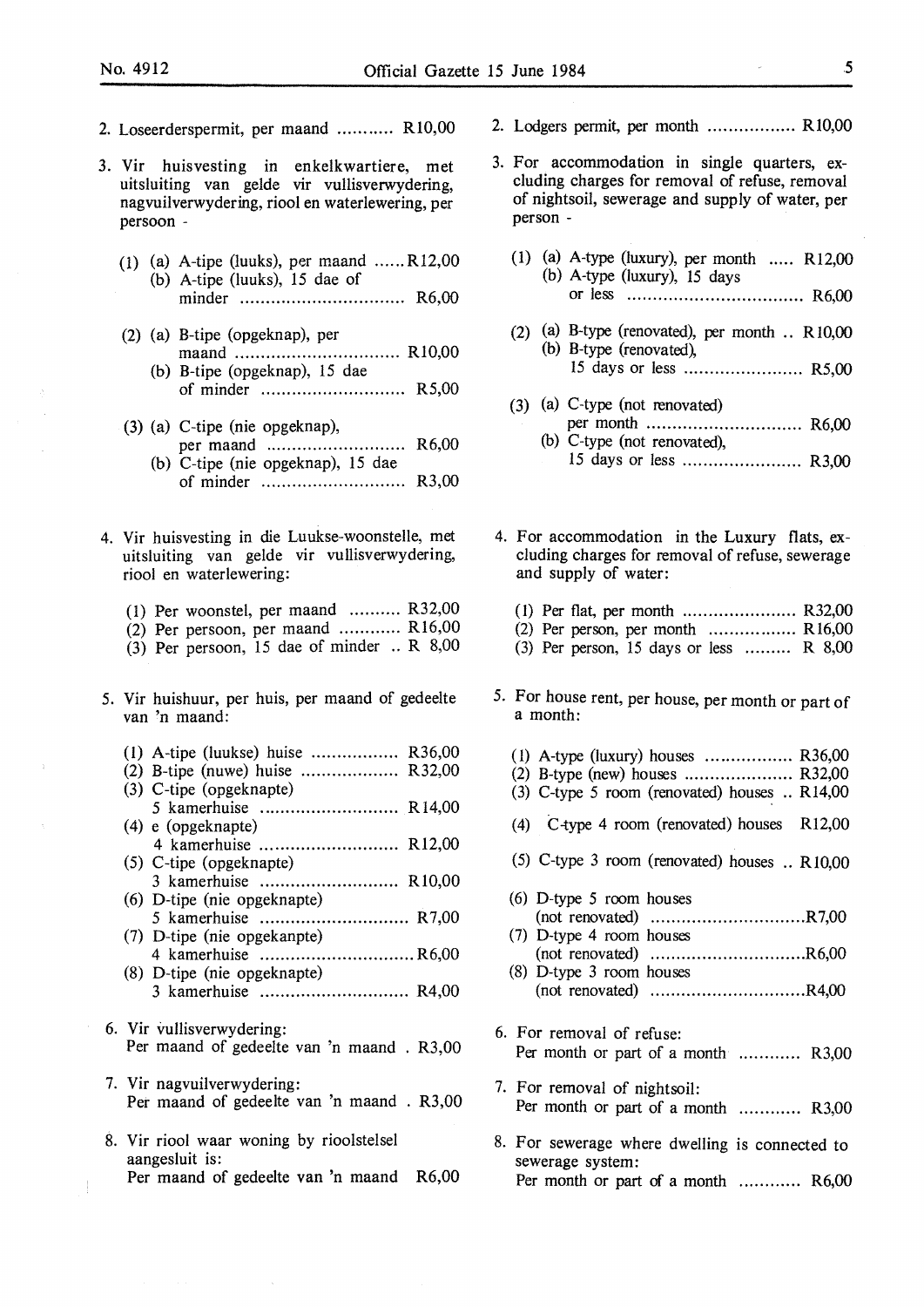2. Loseerderspermit, per maand ........... R10,00

3. Vir huisvesting in enkelkwartiere, met uitsluiting van gelde vir vullisverwydering, nagvuilverwydering, riool en waterlewering, per persoon -

   (1) (a) A-tipe (luuks), per maand ...... R12,00
   (b) A-tipe (luuks), 15 dae of minder ................................ R6,00

   (2) (a) B-tipe (opgeknap), per maand ................................ R10,00
   (b) B-tipe (opgeknap), 15 dae of minder ............................ R5,00

   (3) (a) C-tipe (nie opgeknap), per maand ........................... R6,00
   (b) C-tipe (nie opgeknap), 15 dae of minder ............................ R3,00

4. Vir huisvesting in die Luukse-woonstelle, met uitsluiting van gelde vir vullisverwydering, riool en waterlewering:

   (1) Per woonstel, per maand .......... R32,00
   (2) Per persoon, per maand ............ R16,00
   (3) Per persoon, 15 dae of minder .. R 8,00

5. Vir huishuur, per huis, per maand of gedeelte van 'n maand:

   (1) A-tipe (luukse) huise ................. R36,00
   (2) B-tipe (nuwe) huise ................... R32,00
   (3) C-tipe (opgeknapte) 5 kamerhuise ........................... R14,00
   (4) e (opgeknapte) 4 kamerhuise ........................... R12,00
   (5) C-tipe (opgeknapte) 3 kamerhuise ........................... R10,00
   (6) D-tipe (nie opgeknapte) 5 kamerhuise ............................. R7,00
   (7) D-tipe (nie opgekanpte) 4 kamerhuise .............................. R6,00
   (8) D-tipe (nie opgeknapte) 3 kamerhuise ............................. R4,00

6. Vir vullisverwydering:
   Per maand of gedeelte van 'n maand . R3,00

7. Vir nagvuilverwydering:
   Per maand of gedeelte van 'n maand . R3,00

8. Vir riool waar woning by rioolstelsel aangesluit is:
   Per maand of gedeelte van 'n maand R6,00

2. Lodgers permit, per month ................. R10,00

3. For accommodation in single quarters, excluding charges for removal of refuse, removal of nightsoil, sewerage and supply of water, per person -

   (1) (a) A-type (luxury), per month ..... R12,00
   (b) A-type (luxury), 15 days or less .................................. R6,00

   (2) (a) B-type (renovated), per month .. R10,00
   (b) B-type (renovated), 15 days or less ....................... R5,00

   (3) (a) C-type (not renovated) per month .............................. R6,00
   (b) C-type (not renovated), 15 days or less ....................... R3,00

4. For accommodation in the Luxury flats, excluding charges for removal of refuse, sewerage and supply of water:

   (1) Per flat, per month ...................... R32,00
   (2) Per person, per month ................. R16,00
   (3) Per person, 15 days or less ......... R 8,00

5. For house rent, per house, per month or part of a month:

   (1) A-type (luxury) houses ................. R36,00
   (2) B-type (new) houses ..................... R32,00
   (3) C-type 5 room (renovated) houses .. R14,00
   (4) C-type 4 room (renovated) houses R12,00
   (5) C-type 3 room (renovated) houses .. R10,00
   (6) D-type 5 room houses (not renovated) ..............................R7,00
   (7) D-type 4 room houses (not renovated) ..............................R6,00
   (8) D-type 3 room houses (not renovated) ..............................R4,00

6. For removal of refuse:
   Per month or part of a month ............ R3,00

7. For removal of nightsoil:
   Per month or part of a month ............ R3,00

8. For sewerage where dwelling is connected to sewerage system:
   Per month or part of a month ............ R6,00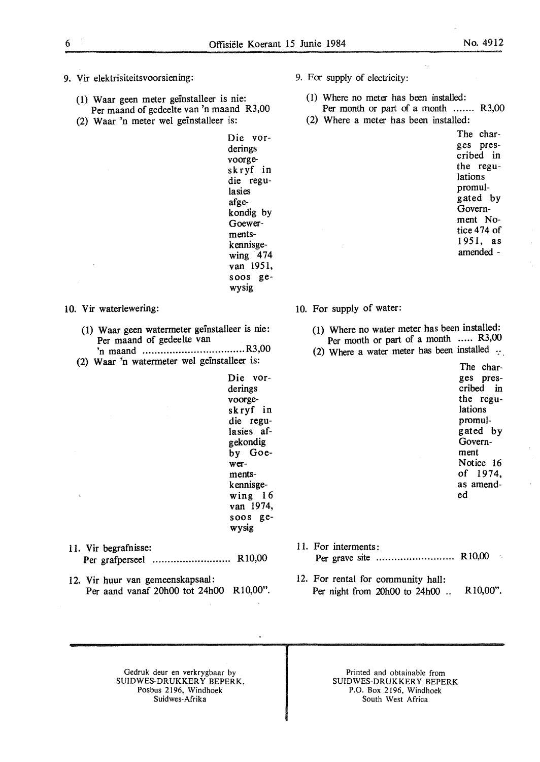9. Vir elektrisiteitsvoorsiening:

   (1) Waar geen meter geïnstalleer is nie:
   Per maand of gedeelte van 'n maand R3,00

   (2) Waar 'n meter wel geïnstalleer is: Die vorderings voorgeskryf in die regulasies afgekondig by Goewermentskennisgewing 474 van 1951, soos gewysig

10. Vir waterlewering:

    (1) Waar geen watermeter geïnstalleer is nie:
    Per maand of gedeelte van 'n maand .................................. R3,00

    (2) Waar 'n watermeter wel geïnstalleer is: Die vorderings voorgeskryf in die regulasies afgekondig by Goewermentskennisgewing 16 van 1974, soos gewysig

11. Vir begrafnisse:
    Per grafperseel .......................... R10,00

12. Vir huur van gemeenskapsaal:
    Per aand vanaf 20h00 tot 24h00 R10,00".

9. For supply of electricity:

   (1) Where no meter has been installed:
   Per month or part of a month ....... R3,00

   (2) Where a meter has been installed: The charges prescribed in the regulations promulgated by Government Notice 474 of 1951, as amended -

10. For supply of water:

    (1) Where no water meter has been installed:
    Per month or part of a month ..... R3,00

    (2) Where a water meter has been installed .. The charges prescribed in the regulations promulgated by Government Notice 16 of 1974, as amended

11. For interments:
    Per grave site .......................... R10,00

12. For rental for community hall:
    Per night from 20h00 to 24h00 .. R10,00".

---

Gedruk deur en verkrygbaar by
SUIDWES-DRUKKERY BEPERK,
Posbus 2196, Windhoek
Suidwes-Afrika

Printed and obtainable from
SUIDWES-DRUKKERY BEPERK
P.O. Box 2196, Windhoek
South West Africa